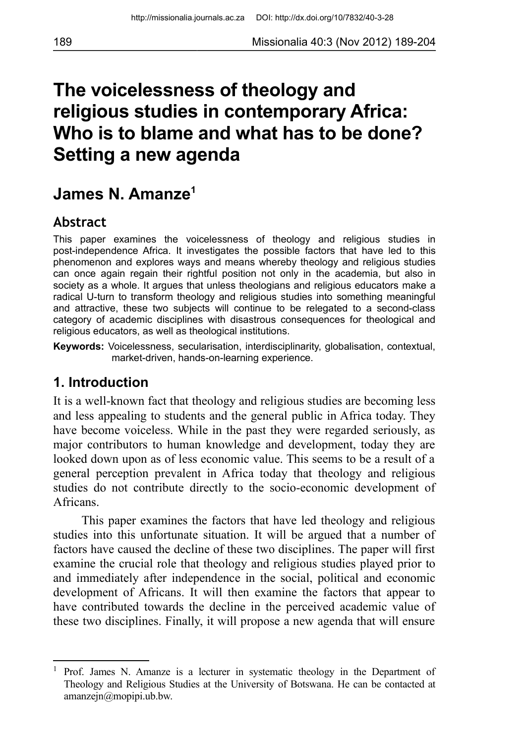# The voicelessness of theology and religious studies in contemporary Africa: Who is to blame and what has to be done? Setting a new agenda

## James N. Amanze[1]

### Abstract

This paper examines the voicelessness of theology and religious studies in post-independence Africa. It investigates the possible factors that have led to this phenomenon and explores ways and means whereby theology and religious studies can once again regain their rightful position not only in the academia, but also in society as a whole. It argues that unless theologians and religious educators make a radical U-turn to transform theology and religious studies into something meaningful and attractive, these two subjects will continue to be relegated to a second-class category of academic disciplines with disastrous consequences for theological and religious educators, as well as theological institutions.

**Keywords:** Voicelessness, secularisation, interdisciplinarity, globalisation, contextual, market-driven, hands-on-learning experience.

## 1. Introduction

It is a well-known fact that theology and religious studies are becoming less and less appealing to students and the general public in Africa today. They have become voiceless. While in the past they were regarded seriously, as major contributors to human knowledge and development, today they are looked down upon as of less economic value. This seems to be a result of a general perception prevalent in Africa today that theology and religious studies do not contribute directly to the socio-economic development of Africans.

This paper examines the factors that have led theology and religious studies into this unfortunate situation. It will be argued that a number of factors have caused the decline of these two disciplines. The paper will first examine the crucial role that theology and religious studies played prior to and immediately after independence in the social, political and economic development of Africans. It will then examine the factors that appear to have contributed towards the decline in the perceived academic value of these two disciplines. Finally, it will propose a new agenda that will ensure

---

[1] Prof. James N. Amanze is a lecturer in systematic theology in the Department of Theology and Religious Studies at the University of Botswana. He can be contacted at amanzejn@mopipi.ub.bw.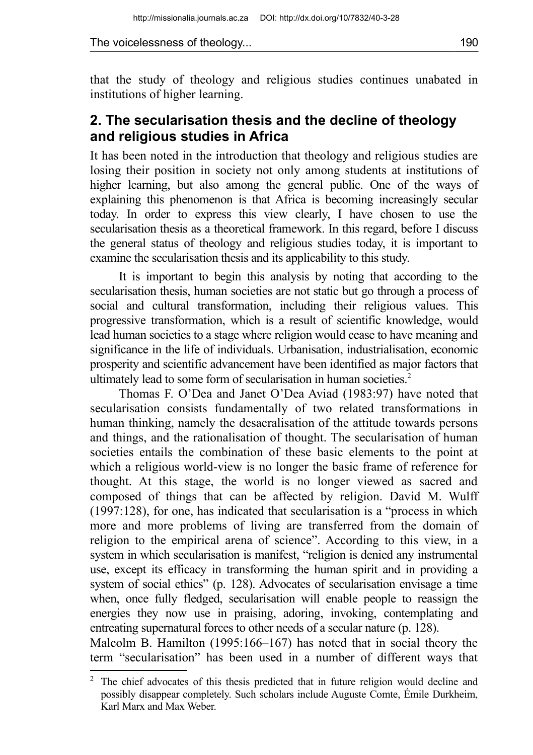that the study of theology and religious studies continues unabated in institutions of higher learning.

## 2. The secularisation thesis and the decline of theology and religious studies in Africa

It has been noted in the introduction that theology and religious studies are losing their position in society not only among students at institutions of higher learning, but also among the general public. One of the ways of explaining this phenomenon is that Africa is becoming increasingly secular today. In order to express this view clearly, I have chosen to use the secularisation thesis as a theoretical framework. In this regard, before I discuss the general status of theology and religious studies today, it is important to examine the secularisation thesis and its applicability to this study.

It is important to begin this analysis by noting that according to the secularisation thesis, human societies are not static but go through a process of social and cultural transformation, including their religious values. This progressive transformation, which is a result of scientific knowledge, would lead human societies to a stage where religion would cease to have meaning and significance in the life of individuals. Urbanisation, industrialisation, economic prosperity and scientific advancement have been identified as major factors that ultimately lead to some form of secularisation in human societies.[2]

Thomas F. O'Dea and Janet O'Dea Aviad (1983:97) have noted that secularisation consists fundamentally of two related transformations in human thinking, namely the desacralisation of the attitude towards persons and things, and the rationalisation of thought. The secularisation of human societies entails the combination of these basic elements to the point at which a religious world-view is no longer the basic frame of reference for thought. At this stage, the world is no longer viewed as sacred and composed of things that can be affected by religion. David M. Wulff (1997:128), for one, has indicated that secularisation is a "process in which more and more problems of living are transferred from the domain of religion to the empirical arena of science". According to this view, in a system in which secularisation is manifest, "religion is denied any instrumental use, except its efficacy in transforming the human spirit and in providing a system of social ethics" (p. 128). Advocates of secularisation envisage a time when, once fully fledged, secularisation will enable people to reassign the energies they now use in praising, adoring, invoking, contemplating and entreating supernatural forces to other needs of a secular nature (p. 128).

Malcolm B. Hamilton (1995:166–167) has noted that in social theory the term "secularisation" has been used in a number of different ways that

[2] The chief advocates of this thesis predicted that in future religion would decline and possibly disappear completely. Such scholars include Auguste Comte, Émile Durkheim, Karl Marx and Max Weber.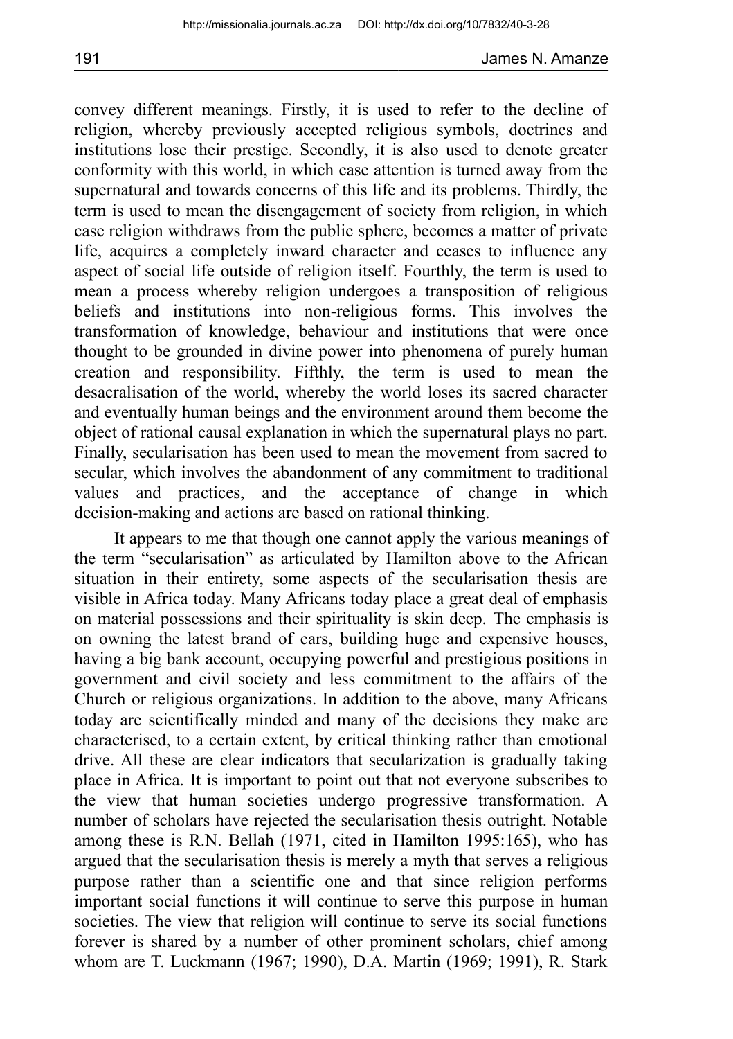convey different meanings. Firstly, it is used to refer to the decline of religion, whereby previously accepted religious symbols, doctrines and institutions lose their prestige. Secondly, it is also used to denote greater conformity with this world, in which case attention is turned away from the supernatural and towards concerns of this life and its problems. Thirdly, the term is used to mean the disengagement of society from religion, in which case religion withdraws from the public sphere, becomes a matter of private life, acquires a completely inward character and ceases to influence any aspect of social life outside of religion itself. Fourthly, the term is used to mean a process whereby religion undergoes a transposition of religious beliefs and institutions into non-religious forms. This involves the transformation of knowledge, behaviour and institutions that were once thought to be grounded in divine power into phenomena of purely human creation and responsibility. Fifthly, the term is used to mean the desacralisation of the world, whereby the world loses its sacred character and eventually human beings and the environment around them become the object of rational causal explanation in which the supernatural plays no part. Finally, secularisation has been used to mean the movement from sacred to secular, which involves the abandonment of any commitment to traditional values and practices, and the acceptance of change in which decision-making and actions are based on rational thinking.

It appears to me that though one cannot apply the various meanings of the term "secularisation" as articulated by Hamilton above to the African situation in their entirety, some aspects of the secularisation thesis are visible in Africa today. Many Africans today place a great deal of emphasis on material possessions and their spirituality is skin deep. The emphasis is on owning the latest brand of cars, building huge and expensive houses, having a big bank account, occupying powerful and prestigious positions in government and civil society and less commitment to the affairs of the Church or religious organizations. In addition to the above, many Africans today are scientifically minded and many of the decisions they make are characterised, to a certain extent, by critical thinking rather than emotional drive. All these are clear indicators that secularization is gradually taking place in Africa. It is important to point out that not everyone subscribes to the view that human societies undergo progressive transformation. A number of scholars have rejected the secularisation thesis outright. Notable among these is R.N. Bellah (1971, cited in Hamilton 1995:165), who has argued that the secularisation thesis is merely a myth that serves a religious purpose rather than a scientific one and that since religion performs important social functions it will continue to serve this purpose in human societies. The view that religion will continue to serve its social functions forever is shared by a number of other prominent scholars, chief among whom are T. Luckmann (1967; 1990), D.A. Martin (1969; 1991), R. Stark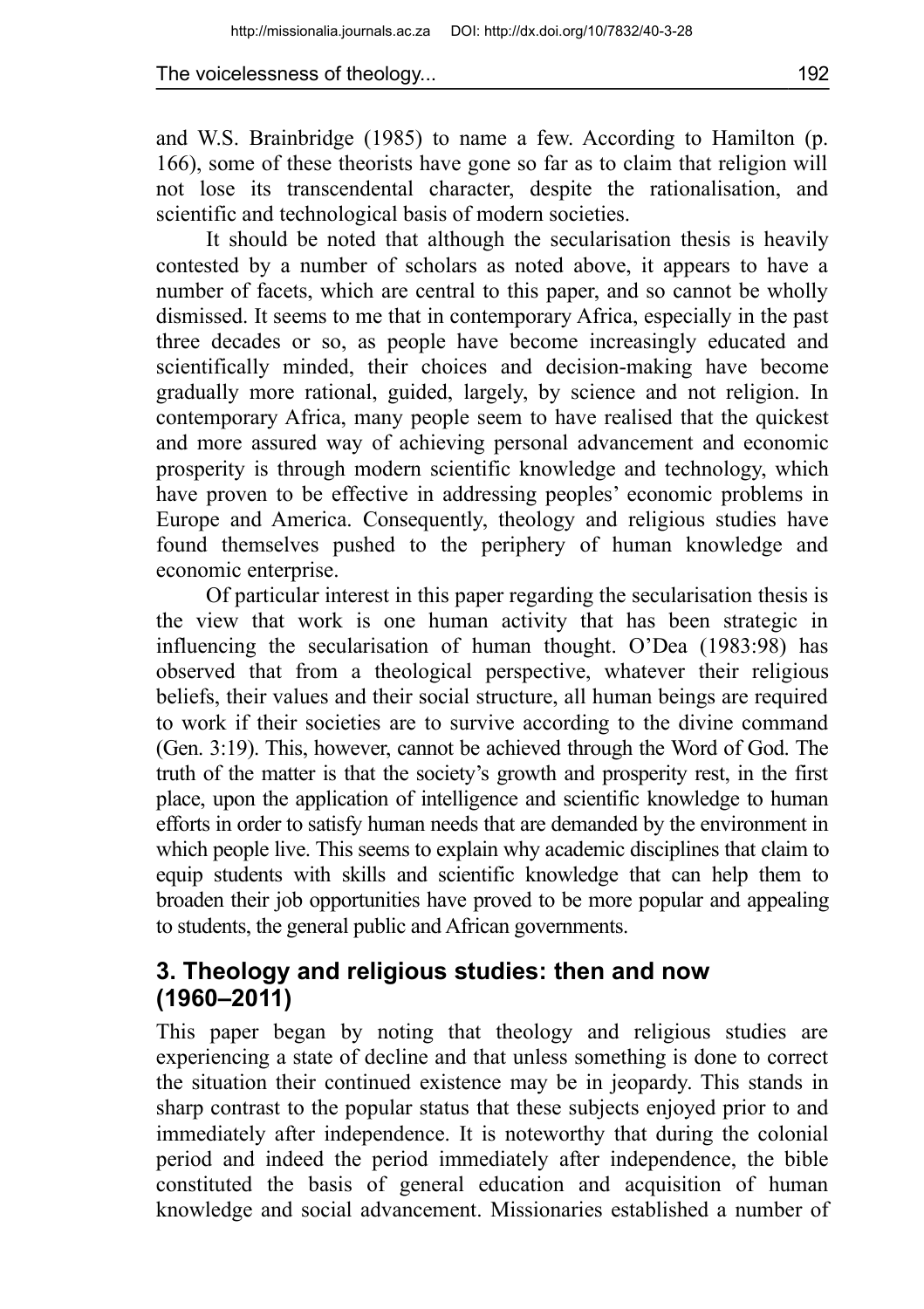and W.S. Brainbridge (1985) to name a few. According to Hamilton (p. 166), some of these theorists have gone so far as to claim that religion will not lose its transcendental character, despite the rationalisation, and scientific and technological basis of modern societies.

It should be noted that although the secularisation thesis is heavily contested by a number of scholars as noted above, it appears to have a number of facets, which are central to this paper, and so cannot be wholly dismissed. It seems to me that in contemporary Africa, especially in the past three decades or so, as people have become increasingly educated and scientifically minded, their choices and decision-making have become gradually more rational, guided, largely, by science and not religion. In contemporary Africa, many people seem to have realised that the quickest and more assured way of achieving personal advancement and economic prosperity is through modern scientific knowledge and technology, which have proven to be effective in addressing peoples' economic problems in Europe and America. Consequently, theology and religious studies have found themselves pushed to the periphery of human knowledge and economic enterprise.

Of particular interest in this paper regarding the secularisation thesis is the view that work is one human activity that has been strategic in influencing the secularisation of human thought. O'Dea (1983:98) has observed that from a theological perspective, whatever their religious beliefs, their values and their social structure, all human beings are required to work if their societies are to survive according to the divine command (Gen. 3:19). This, however, cannot be achieved through the Word of God. The truth of the matter is that the society's growth and prosperity rest, in the first place, upon the application of intelligence and scientific knowledge to human efforts in order to satisfy human needs that are demanded by the environment in which people live. This seems to explain why academic disciplines that claim to equip students with skills and scientific knowledge that can help them to broaden their job opportunities have proved to be more popular and appealing to students, the general public and African governments.

## 3. Theology and religious studies: then and now (1960–2011)

This paper began by noting that theology and religious studies are experiencing a state of decline and that unless something is done to correct the situation their continued existence may be in jeopardy. This stands in sharp contrast to the popular status that these subjects enjoyed prior to and immediately after independence. It is noteworthy that during the colonial period and indeed the period immediately after independence, the bible constituted the basis of general education and acquisition of human knowledge and social advancement. Missionaries established a number of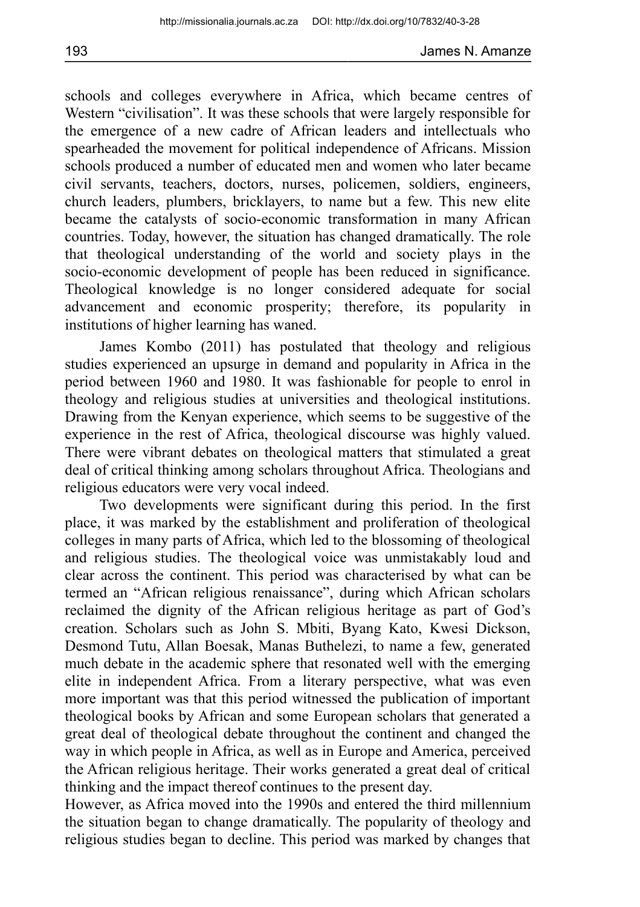schools and colleges everywhere in Africa, which became centres of Western "civilisation". It was these schools that were largely responsible for the emergence of a new cadre of African leaders and intellectuals who spearheaded the movement for political independence of Africans. Mission schools produced a number of educated men and women who later became civil servants, teachers, doctors, nurses, policemen, soldiers, engineers, church leaders, plumbers, bricklayers, to name but a few. This new elite became the catalysts of socio-economic transformation in many African countries. Today, however, the situation has changed dramatically. The role that theological understanding of the world and society plays in the socio-economic development of people has been reduced in significance. Theological knowledge is no longer considered adequate for social advancement and economic prosperity; therefore, its popularity in institutions of higher learning has waned.

James Kombo (2011) has postulated that theology and religious studies experienced an upsurge in demand and popularity in Africa in the period between 1960 and 1980. It was fashionable for people to enrol in theology and religious studies at universities and theological institutions. Drawing from the Kenyan experience, which seems to be suggestive of the experience in the rest of Africa, theological discourse was highly valued. There were vibrant debates on theological matters that stimulated a great deal of critical thinking among scholars throughout Africa. Theologians and religious educators were very vocal indeed.

Two developments were significant during this period. In the first place, it was marked by the establishment and proliferation of theological colleges in many parts of Africa, which led to the blossoming of theological and religious studies. The theological voice was unmistakably loud and clear across the continent. This period was characterised by what can be termed an "African religious renaissance", during which African scholars reclaimed the dignity of the African religious heritage as part of God's creation. Scholars such as John S. Mbiti, Byang Kato, Kwesi Dickson, Desmond Tutu, Allan Boesak, Manas Buthelezi, to name a few, generated much debate in the academic sphere that resonated well with the emerging elite in independent Africa. From a literary perspective, what was even more important was that this period witnessed the publication of important theological books by African and some European scholars that generated a great deal of theological debate throughout the continent and changed the way in which people in Africa, as well as in Europe and America, perceived the African religious heritage. Their works generated a great deal of critical thinking and the impact thereof continues to the present day.

However, as Africa moved into the 1990s and entered the third millennium the situation began to change dramatically. The popularity of theology and religious studies began to decline. This period was marked by changes that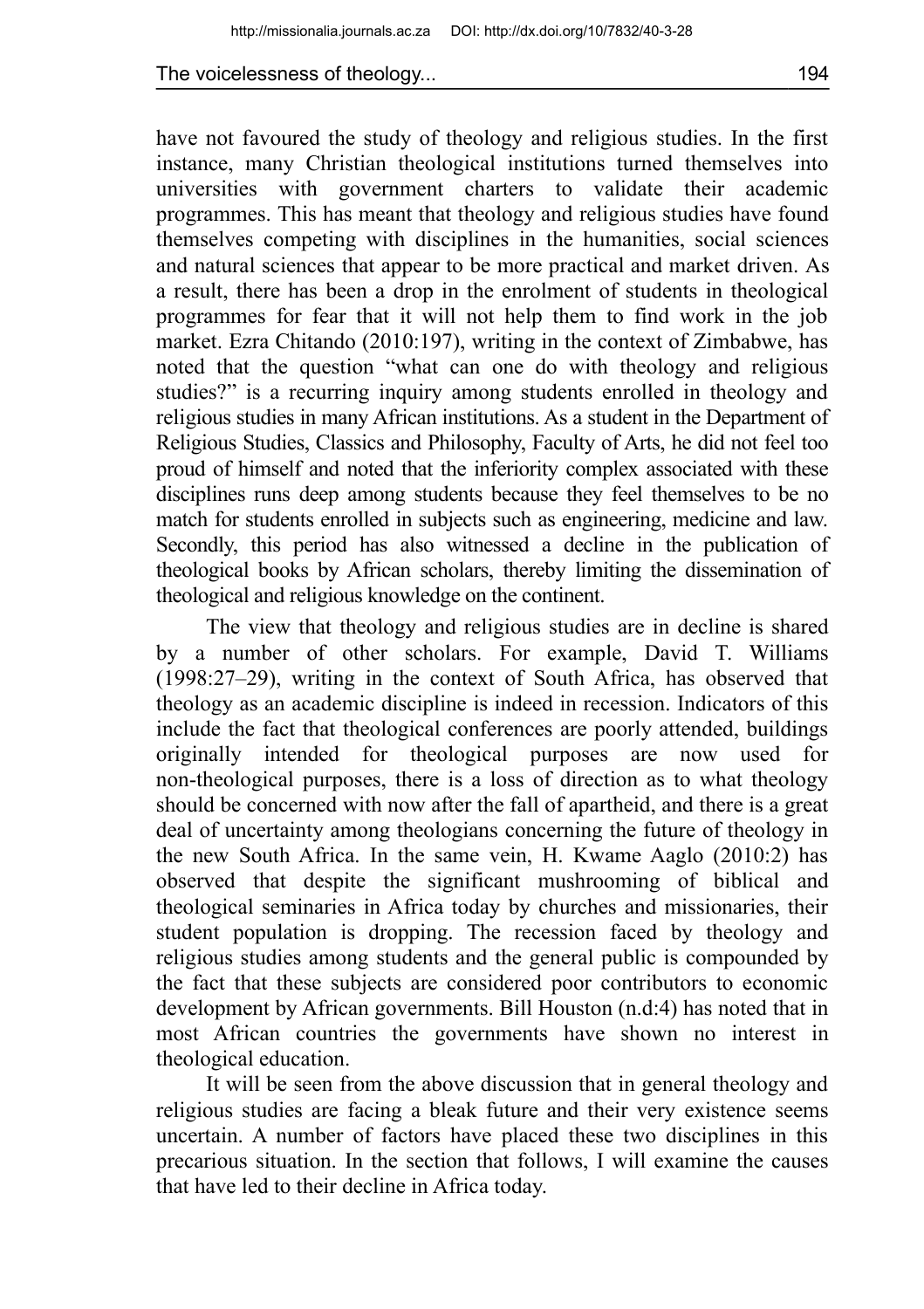have not favoured the study of theology and religious studies. In the first instance, many Christian theological institutions turned themselves into universities with government charters to validate their academic programmes. This has meant that theology and religious studies have found themselves competing with disciplines in the humanities, social sciences and natural sciences that appear to be more practical and market driven. As a result, there has been a drop in the enrolment of students in theological programmes for fear that it will not help them to find work in the job market. Ezra Chitando (2010:197), writing in the context of Zimbabwe, has noted that the question "what can one do with theology and religious studies?" is a recurring inquiry among students enrolled in theology and religious studies in many African institutions. As a student in the Department of Religious Studies, Classics and Philosophy, Faculty of Arts, he did not feel too proud of himself and noted that the inferiority complex associated with these disciplines runs deep among students because they feel themselves to be no match for students enrolled in subjects such as engineering, medicine and law. Secondly, this period has also witnessed a decline in the publication of theological books by African scholars, thereby limiting the dissemination of theological and religious knowledge on the continent.

The view that theology and religious studies are in decline is shared by a number of other scholars. For example, David T. Williams (1998:27–29), writing in the context of South Africa, has observed that theology as an academic discipline is indeed in recession. Indicators of this include the fact that theological conferences are poorly attended, buildings originally intended for theological purposes are now used for non-theological purposes, there is a loss of direction as to what theology should be concerned with now after the fall of apartheid, and there is a great deal of uncertainty among theologians concerning the future of theology in the new South Africa. In the same vein, H. Kwame Aaglo (2010:2) has observed that despite the significant mushrooming of biblical and theological seminaries in Africa today by churches and missionaries, their student population is dropping. The recession faced by theology and religious studies among students and the general public is compounded by the fact that these subjects are considered poor contributors to economic development by African governments. Bill Houston (n.d:4) has noted that in most African countries the governments have shown no interest in theological education.

It will be seen from the above discussion that in general theology and religious studies are facing a bleak future and their very existence seems uncertain. A number of factors have placed these two disciplines in this precarious situation. In the section that follows, I will examine the causes that have led to their decline in Africa today.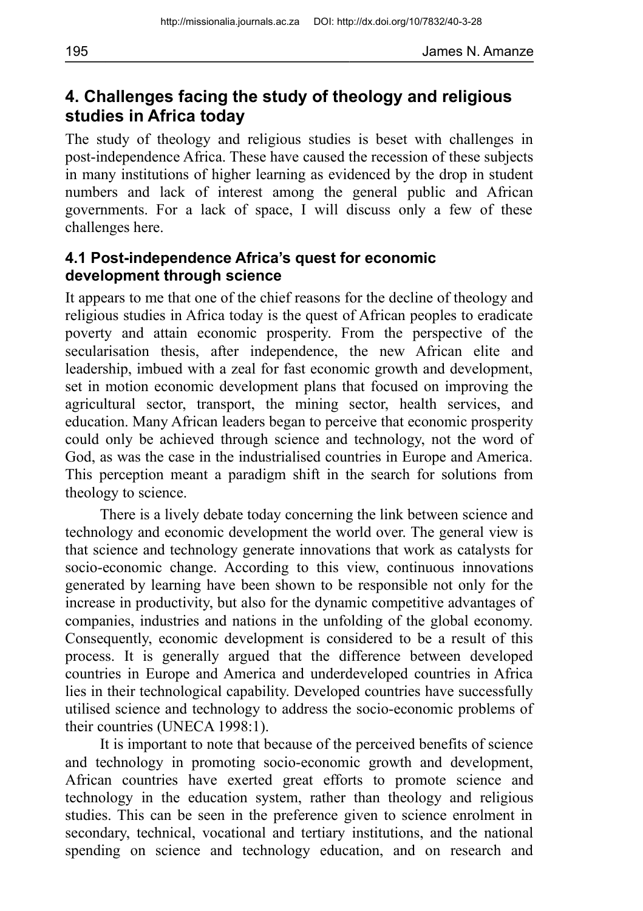## 4. Challenges facing the study of theology and religious studies in Africa today

The study of theology and religious studies is beset with challenges in post-independence Africa. These have caused the recession of these subjects in many institutions of higher learning as evidenced by the drop in student numbers and lack of interest among the general public and African governments. For a lack of space, I will discuss only a few of these challenges here.

### 4.1 Post-independence Africa's quest for economic development through science

It appears to me that one of the chief reasons for the decline of theology and religious studies in Africa today is the quest of African peoples to eradicate poverty and attain economic prosperity. From the perspective of the secularisation thesis, after independence, the new African elite and leadership, imbued with a zeal for fast economic growth and development, set in motion economic development plans that focused on improving the agricultural sector, transport, the mining sector, health services, and education. Many African leaders began to perceive that economic prosperity could only be achieved through science and technology, not the word of God, as was the case in the industrialised countries in Europe and America. This perception meant a paradigm shift in the search for solutions from theology to science.

There is a lively debate today concerning the link between science and technology and economic development the world over. The general view is that science and technology generate innovations that work as catalysts for socio-economic change. According to this view, continuous innovations generated by learning have been shown to be responsible not only for the increase in productivity, but also for the dynamic competitive advantages of companies, industries and nations in the unfolding of the global economy. Consequently, economic development is considered to be a result of this process. It is generally argued that the difference between developed countries in Europe and America and underdeveloped countries in Africa lies in their technological capability. Developed countries have successfully utilised science and technology to address the socio-economic problems of their countries (UNECA 1998:1).

It is important to note that because of the perceived benefits of science and technology in promoting socio-economic growth and development, African countries have exerted great efforts to promote science and technology in the education system, rather than theology and religious studies. This can be seen in the preference given to science enrolment in secondary, technical, vocational and tertiary institutions, and the national spending on science and technology education, and on research and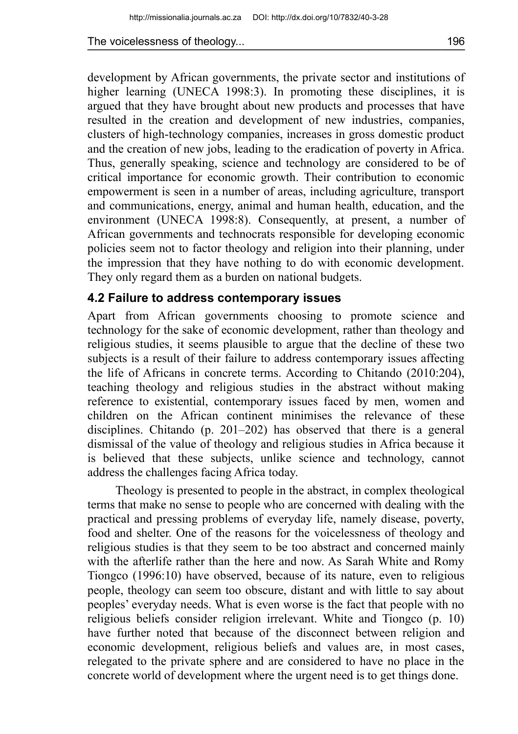development by African governments, the private sector and institutions of higher learning (UNECA 1998:3). In promoting these disciplines, it is argued that they have brought about new products and processes that have resulted in the creation and development of new industries, companies, clusters of high-technology companies, increases in gross domestic product and the creation of new jobs, leading to the eradication of poverty in Africa. Thus, generally speaking, science and technology are considered to be of critical importance for economic growth. Their contribution to economic empowerment is seen in a number of areas, including agriculture, transport and communications, energy, animal and human health, education, and the environment (UNECA 1998:8). Consequently, at present, a number of African governments and technocrats responsible for developing economic policies seem not to factor theology and religion into their planning, under the impression that they have nothing to do with economic development. They only regard them as a burden on national budgets.

### 4.2 Failure to address contemporary issues

Apart from African governments choosing to promote science and technology for the sake of economic development, rather than theology and religious studies, it seems plausible to argue that the decline of these two subjects is a result of their failure to address contemporary issues affecting the life of Africans in concrete terms. According to Chitando (2010:204), teaching theology and religious studies in the abstract without making reference to existential, contemporary issues faced by men, women and children on the African continent minimises the relevance of these disciplines. Chitando (p. 201–202) has observed that there is a general dismissal of the value of theology and religious studies in Africa because it is believed that these subjects, unlike science and technology, cannot address the challenges facing Africa today.

Theology is presented to people in the abstract, in complex theological terms that make no sense to people who are concerned with dealing with the practical and pressing problems of everyday life, namely disease, poverty, food and shelter. One of the reasons for the voicelessness of theology and religious studies is that they seem to be too abstract and concerned mainly with the afterlife rather than the here and now. As Sarah White and Romy Tiongco (1996:10) have observed, because of its nature, even to religious people, theology can seem too obscure, distant and with little to say about peoples' everyday needs. What is even worse is the fact that people with no religious beliefs consider religion irrelevant. White and Tiongco (p. 10) have further noted that because of the disconnect between religion and economic development, religious beliefs and values are, in most cases, relegated to the private sphere and are considered to have no place in the concrete world of development where the urgent need is to get things done.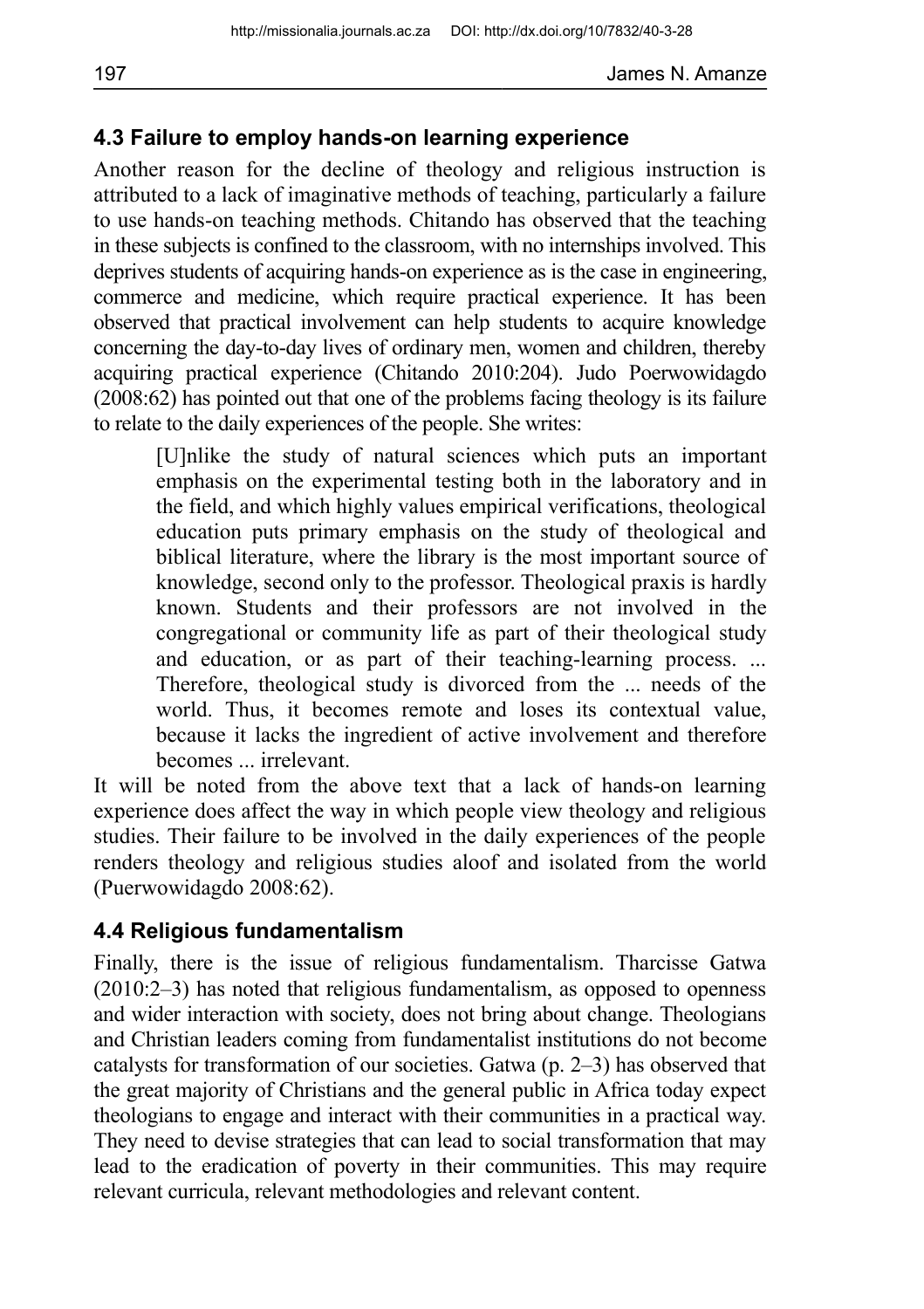### 4.3 Failure to employ hands-on learning experience

Another reason for the decline of theology and religious instruction is attributed to a lack of imaginative methods of teaching, particularly a failure to use hands-on teaching methods. Chitando has observed that the teaching in these subjects is confined to the classroom, with no internships involved. This deprives students of acquiring hands-on experience as is the case in engineering, commerce and medicine, which require practical experience. It has been observed that practical involvement can help students to acquire knowledge concerning the day-to-day lives of ordinary men, women and children, thereby acquiring practical experience (Chitando 2010:204). Judo Poerwowidagdo (2008:62) has pointed out that one of the problems facing theology is its failure to relate to the daily experiences of the people. She writes:

> [U]nlike the study of natural sciences which puts an important emphasis on the experimental testing both in the laboratory and in the field, and which highly values empirical verifications, theological education puts primary emphasis on the study of theological and biblical literature, where the library is the most important source of knowledge, second only to the professor. Theological praxis is hardly known. Students and their professors are not involved in the congregational or community life as part of their theological study and education, or as part of their teaching-learning process. ... Therefore, theological study is divorced from the ... needs of the world. Thus, it becomes remote and loses its contextual value, because it lacks the ingredient of active involvement and therefore becomes ... irrelevant.

It will be noted from the above text that a lack of hands-on learning experience does affect the way in which people view theology and religious studies. Their failure to be involved in the daily experiences of the people renders theology and religious studies aloof and isolated from the world (Puerwowidagdo 2008:62).

### 4.4 Religious fundamentalism

Finally, there is the issue of religious fundamentalism. Tharcisse Gatwa (2010:2–3) has noted that religious fundamentalism, as opposed to openness and wider interaction with society, does not bring about change. Theologians and Christian leaders coming from fundamentalist institutions do not become catalysts for transformation of our societies. Gatwa (p. 2–3) has observed that the great majority of Christians and the general public in Africa today expect theologians to engage and interact with their communities in a practical way. They need to devise strategies that can lead to social transformation that may lead to the eradication of poverty in their communities. This may require relevant curricula, relevant methodologies and relevant content.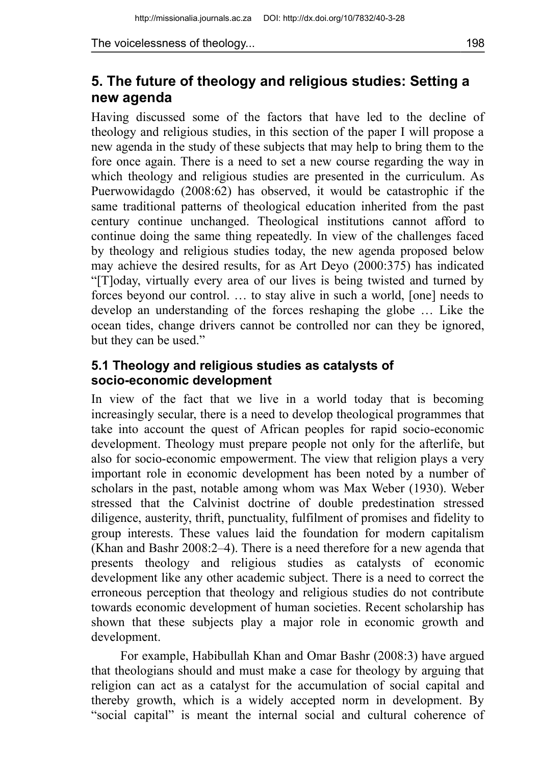## 5. The future of theology and religious studies: Setting a new agenda

Having discussed some of the factors that have led to the decline of theology and religious studies, in this section of the paper I will propose a new agenda in the study of these subjects that may help to bring them to the fore once again. There is a need to set a new course regarding the way in which theology and religious studies are presented in the curriculum. As Puerwowidagdo (2008:62) has observed, it would be catastrophic if the same traditional patterns of theological education inherited from the past century continue unchanged. Theological institutions cannot afford to continue doing the same thing repeatedly. In view of the challenges faced by theology and religious studies today, the new agenda proposed below may achieve the desired results, for as Art Deyo (2000:375) has indicated "[T]oday, virtually every area of our lives is being twisted and turned by forces beyond our control. … to stay alive in such a world, [one] needs to develop an understanding of the forces reshaping the globe … Like the ocean tides, change drivers cannot be controlled nor can they be ignored, but they can be used."

### 5.1 Theology and religious studies as catalysts of socio-economic development

In view of the fact that we live in a world today that is becoming increasingly secular, there is a need to develop theological programmes that take into account the quest of African peoples for rapid socio-economic development. Theology must prepare people not only for the afterlife, but also for socio-economic empowerment. The view that religion plays a very important role in economic development has been noted by a number of scholars in the past, notable among whom was Max Weber (1930). Weber stressed that the Calvinist doctrine of double predestination stressed diligence, austerity, thrift, punctuality, fulfilment of promises and fidelity to group interests. These values laid the foundation for modern capitalism (Khan and Bashr 2008:2–4). There is a need therefore for a new agenda that presents theology and religious studies as catalysts of economic development like any other academic subject. There is a need to correct the erroneous perception that theology and religious studies do not contribute towards economic development of human societies. Recent scholarship has shown that these subjects play a major role in economic growth and development.

For example, Habibullah Khan and Omar Bashr (2008:3) have argued that theologians should and must make a case for theology by arguing that religion can act as a catalyst for the accumulation of social capital and thereby growth, which is a widely accepted norm in development. By "social capital" is meant the internal social and cultural coherence of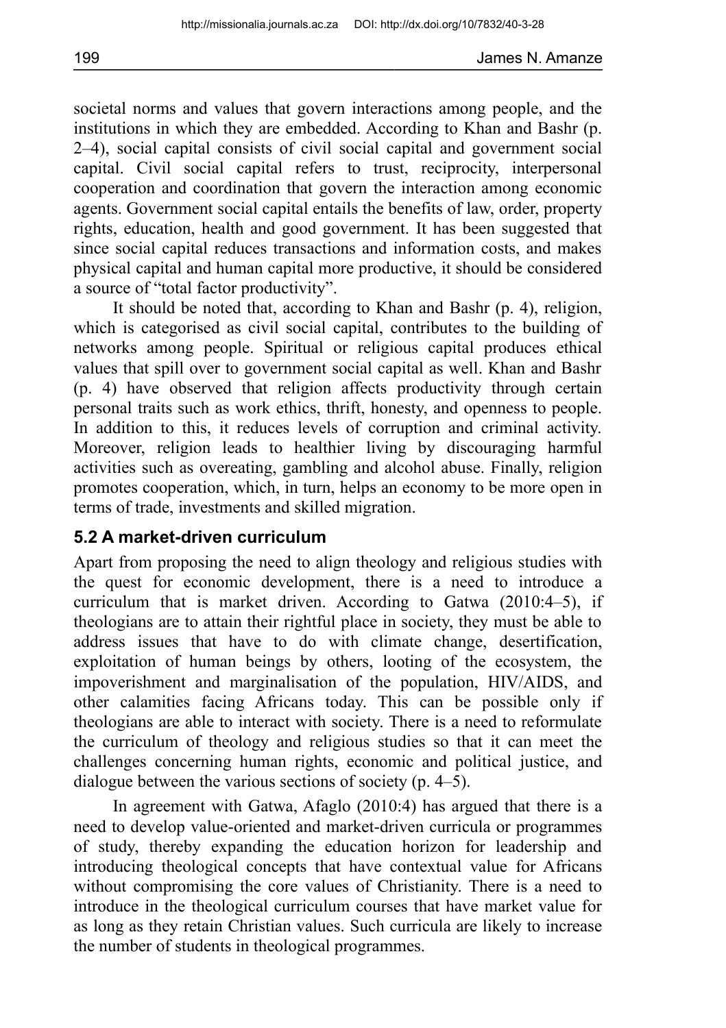societal norms and values that govern interactions among people, and the institutions in which they are embedded. According to Khan and Bashr (p. 2–4), social capital consists of civil social capital and government social capital. Civil social capital refers to trust, reciprocity, interpersonal cooperation and coordination that govern the interaction among economic agents. Government social capital entails the benefits of law, order, property rights, education, health and good government. It has been suggested that since social capital reduces transactions and information costs, and makes physical capital and human capital more productive, it should be considered a source of "total factor productivity".

It should be noted that, according to Khan and Bashr (p. 4), religion, which is categorised as civil social capital, contributes to the building of networks among people. Spiritual or religious capital produces ethical values that spill over to government social capital as well. Khan and Bashr (p. 4) have observed that religion affects productivity through certain personal traits such as work ethics, thrift, honesty, and openness to people. In addition to this, it reduces levels of corruption and criminal activity. Moreover, religion leads to healthier living by discouraging harmful activities such as overeating, gambling and alcohol abuse. Finally, religion promotes cooperation, which, in turn, helps an economy to be more open in terms of trade, investments and skilled migration.

### 5.2 A market-driven curriculum

Apart from proposing the need to align theology and religious studies with the quest for economic development, there is a need to introduce a curriculum that is market driven. According to Gatwa (2010:4–5), if theologians are to attain their rightful place in society, they must be able to address issues that have to do with climate change, desertification, exploitation of human beings by others, looting of the ecosystem, the impoverishment and marginalisation of the population, HIV/AIDS, and other calamities facing Africans today. This can be possible only if theologians are able to interact with society. There is a need to reformulate the curriculum of theology and religious studies so that it can meet the challenges concerning human rights, economic and political justice, and dialogue between the various sections of society (p. 4–5).

In agreement with Gatwa, Afaglo (2010:4) has argued that there is a need to develop value-oriented and market-driven curricula or programmes of study, thereby expanding the education horizon for leadership and introducing theological concepts that have contextual value for Africans without compromising the core values of Christianity. There is a need to introduce in the theological curriculum courses that have market value for as long as they retain Christian values. Such curricula are likely to increase the number of students in theological programmes.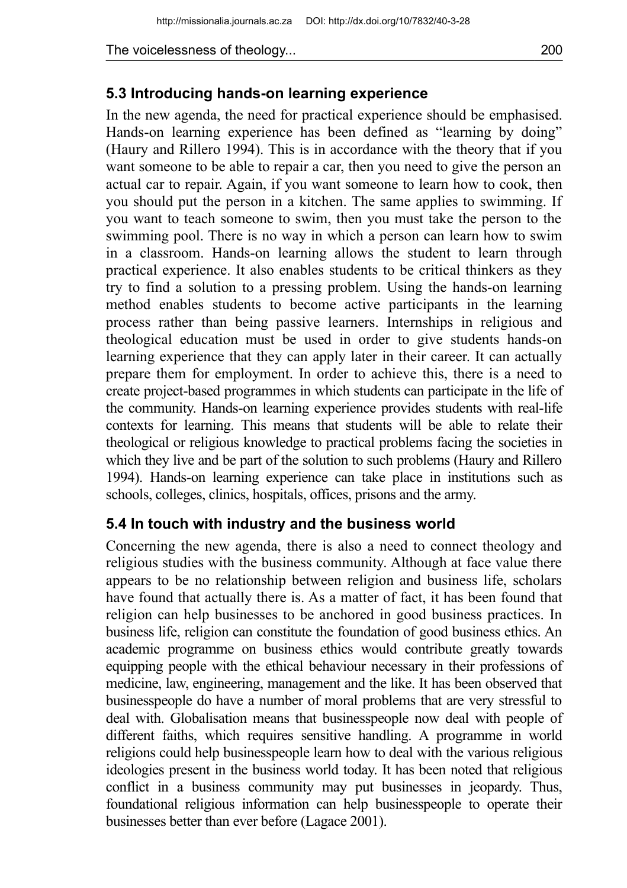### 5.3 Introducing hands-on learning experience

In the new agenda, the need for practical experience should be emphasised. Hands-on learning experience has been defined as "learning by doing" (Haury and Rillero 1994). This is in accordance with the theory that if you want someone to be able to repair a car, then you need to give the person an actual car to repair. Again, if you want someone to learn how to cook, then you should put the person in a kitchen. The same applies to swimming. If you want to teach someone to swim, then you must take the person to the swimming pool. There is no way in which a person can learn how to swim in a classroom. Hands-on learning allows the student to learn through practical experience. It also enables students to be critical thinkers as they try to find a solution to a pressing problem. Using the hands-on learning method enables students to become active participants in the learning process rather than being passive learners. Internships in religious and theological education must be used in order to give students hands-on learning experience that they can apply later in their career. It can actually prepare them for employment. In order to achieve this, there is a need to create project-based programmes in which students can participate in the life of the community. Hands-on learning experience provides students with real-life contexts for learning. This means that students will be able to relate their theological or religious knowledge to practical problems facing the societies in which they live and be part of the solution to such problems (Haury and Rillero 1994). Hands-on learning experience can take place in institutions such as schools, colleges, clinics, hospitals, offices, prisons and the army.

### 5.4 In touch with industry and the business world

Concerning the new agenda, there is also a need to connect theology and religious studies with the business community. Although at face value there appears to be no relationship between religion and business life, scholars have found that actually there is. As a matter of fact, it has been found that religion can help businesses to be anchored in good business practices. In business life, religion can constitute the foundation of good business ethics. An academic programme on business ethics would contribute greatly towards equipping people with the ethical behaviour necessary in their professions of medicine, law, engineering, management and the like. It has been observed that businesspeople do have a number of moral problems that are very stressful to deal with. Globalisation means that businesspeople now deal with people of different faiths, which requires sensitive handling. A programme in world religions could help businesspeople learn how to deal with the various religious ideologies present in the business world today. It has been noted that religious conflict in a business community may put businesses in jeopardy. Thus, foundational religious information can help businesspeople to operate their businesses better than ever before (Lagace 2001).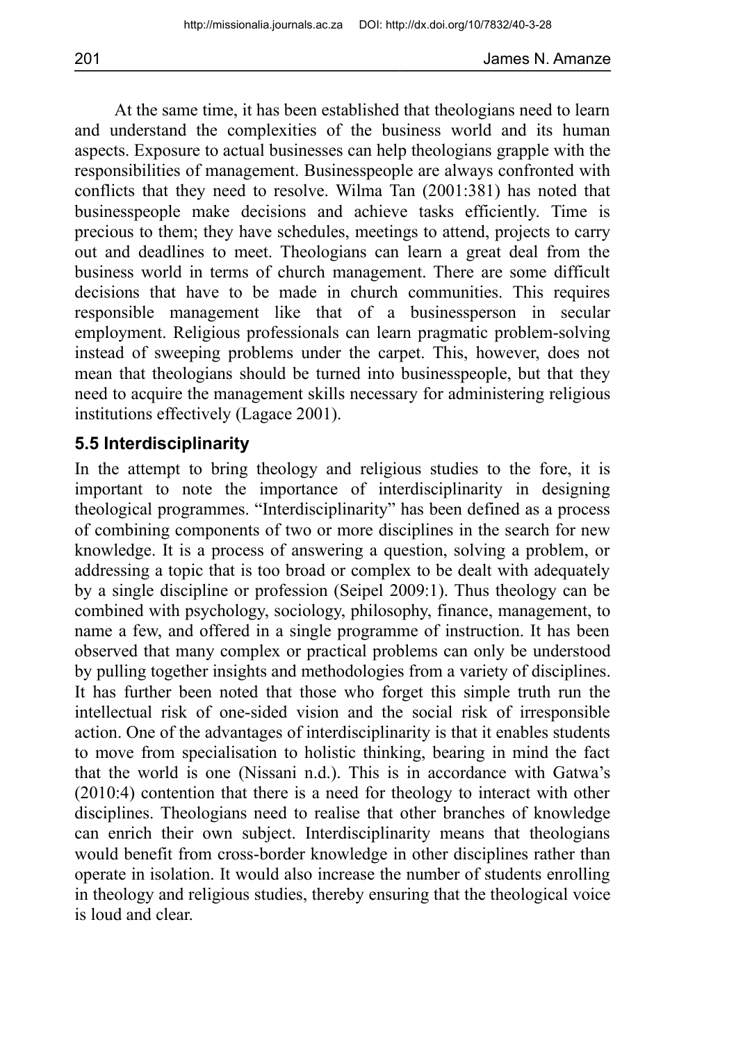At the same time, it has been established that theologians need to learn and understand the complexities of the business world and its human aspects. Exposure to actual businesses can help theologians grapple with the responsibilities of management. Businesspeople are always confronted with conflicts that they need to resolve. Wilma Tan (2001:381) has noted that businesspeople make decisions and achieve tasks efficiently. Time is precious to them; they have schedules, meetings to attend, projects to carry out and deadlines to meet. Theologians can learn a great deal from the business world in terms of church management. There are some difficult decisions that have to be made in church communities. This requires responsible management like that of a businessperson in secular employment. Religious professionals can learn pragmatic problem-solving instead of sweeping problems under the carpet. This, however, does not mean that theologians should be turned into businesspeople, but that they need to acquire the management skills necessary for administering religious institutions effectively (Lagace 2001).

### 5.5 Interdisciplinarity

In the attempt to bring theology and religious studies to the fore, it is important to note the importance of interdisciplinarity in designing theological programmes. "Interdisciplinarity" has been defined as a process of combining components of two or more disciplines in the search for new knowledge. It is a process of answering a question, solving a problem, or addressing a topic that is too broad or complex to be dealt with adequately by a single discipline or profession (Seipel 2009:1). Thus theology can be combined with psychology, sociology, philosophy, finance, management, to name a few, and offered in a single programme of instruction. It has been observed that many complex or practical problems can only be understood by pulling together insights and methodologies from a variety of disciplines. It has further been noted that those who forget this simple truth run the intellectual risk of one-sided vision and the social risk of irresponsible action. One of the advantages of interdisciplinarity is that it enables students to move from specialisation to holistic thinking, bearing in mind the fact that the world is one (Nissani n.d.). This is in accordance with Gatwa's (2010:4) contention that there is a need for theology to interact with other disciplines. Theologians need to realise that other branches of knowledge can enrich their own subject. Interdisciplinarity means that theologians would benefit from cross-border knowledge in other disciplines rather than operate in isolation. It would also increase the number of students enrolling in theology and religious studies, thereby ensuring that the theological voice is loud and clear.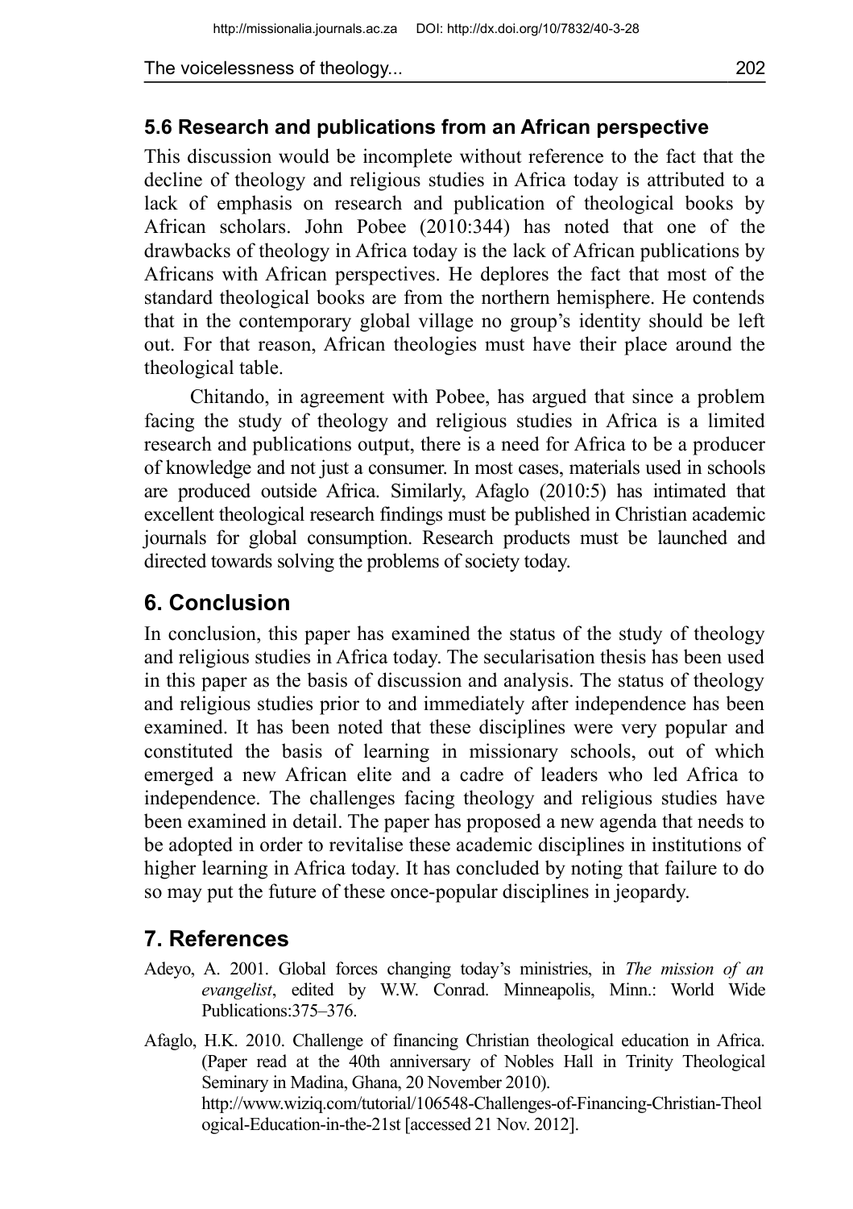### 5.6 Research and publications from an African perspective

This discussion would be incomplete without reference to the fact that the decline of theology and religious studies in Africa today is attributed to a lack of emphasis on research and publication of theological books by African scholars. John Pobee (2010:344) has noted that one of the drawbacks of theology in Africa today is the lack of African publications by Africans with African perspectives. He deplores the fact that most of the standard theological books are from the northern hemisphere. He contends that in the contemporary global village no group's identity should be left out. For that reason, African theologies must have their place around the theological table.

Chitando, in agreement with Pobee, has argued that since a problem facing the study of theology and religious studies in Africa is a limited research and publications output, there is a need for Africa to be a producer of knowledge and not just a consumer. In most cases, materials used in schools are produced outside Africa. Similarly, Afaglo (2010:5) has intimated that excellent theological research findings must be published in Christian academic journals for global consumption. Research products must be launched and directed towards solving the problems of society today.

## 6. Conclusion

In conclusion, this paper has examined the status of the study of theology and religious studies in Africa today. The secularisation thesis has been used in this paper as the basis of discussion and analysis. The status of theology and religious studies prior to and immediately after independence has been examined. It has been noted that these disciplines were very popular and constituted the basis of learning in missionary schools, out of which emerged a new African elite and a cadre of leaders who led Africa to independence. The challenges facing theology and religious studies have been examined in detail. The paper has proposed a new agenda that needs to be adopted in order to revitalise these academic disciplines in institutions of higher learning in Africa today. It has concluded by noting that failure to do so may put the future of these once-popular disciplines in jeopardy.

## 7. References

Adeyo, A. 2001. Global forces changing today's ministries, in *The mission of an evangelist*, edited by W.W. Conrad. Minneapolis, Minn.: World Wide Publications:375–376.

Afaglo, H.K. 2010. Challenge of financing Christian theological education in Africa. (Paper read at the 40th anniversary of Nobles Hall in Trinity Theological Seminary in Madina, Ghana, 20 November 2010). http://www.wiziq.com/tutorial/106548-Challenges-of-Financing-Christian-Theological-Education-in-the-21st [accessed 21 Nov. 2012].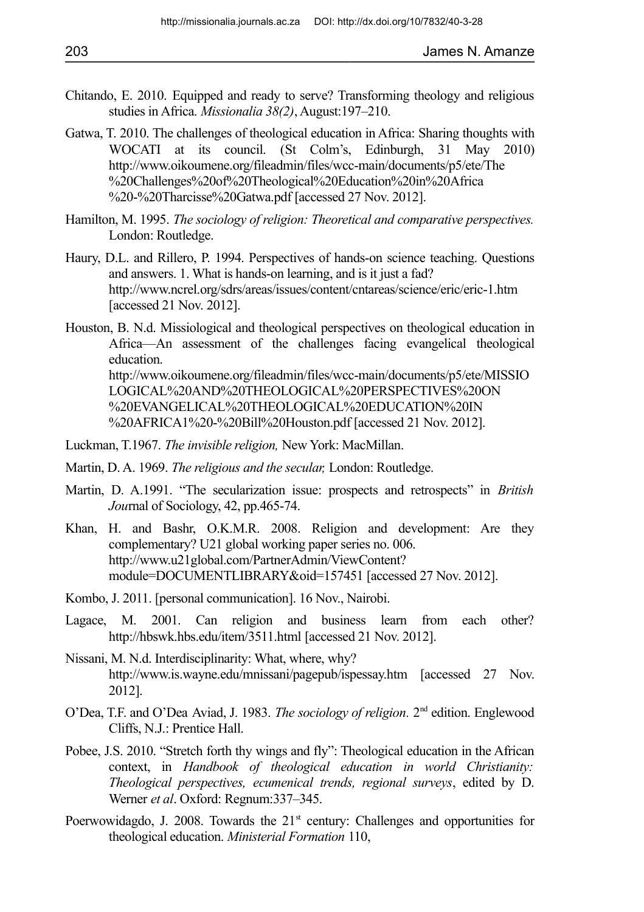Chitando, E. 2010. Equipped and ready to serve? Transforming theology and religious studies in Africa. *Missionalia 38(2)*, August:197–210.

Gatwa, T. 2010. The challenges of theological education in Africa: Sharing thoughts with WOCATI at its council. (St Colm's, Edinburgh, 31 May 2010) http://www.oikoumene.org/fileadmin/files/wcc-main/documents/p5/ete/The%20Challenges%20of%20Theological%20Education%20in%20Africa%20-%20Tharcisse%20Gatwa.pdf [accessed 27 Nov. 2012].

Hamilton, M. 1995. *The sociology of religion: Theoretical and comparative perspectives.* London: Routledge.

Haury, D.L. and Rillero, P. 1994. Perspectives of hands-on science teaching. Questions and answers. 1. What is hands-on learning, and is it just a fad? http://www.ncrel.org/sdrs/areas/issues/content/cntareas/science/eric/eric-1.htm [accessed 21 Nov. 2012].

Houston, B. N.d. Missiological and theological perspectives on theological education in Africa—An assessment of the challenges facing evangelical theological education. http://www.oikoumene.org/fileadmin/files/wcc-main/documents/p5/ete/MISSIOLOGICAL%20AND%20THEOLOGICAL%20PERSPECTIVES%20ON%20EVANGELICAL%20THEOLOGICAL%20EDUCATION%20IN%20AFRICA1%20-%20Bill%20Houston.pdf [accessed 21 Nov. 2012].

Luckman, T.1967. *The invisible religion,* New York: MacMillan.

Martin, D. A. 1969. *The religious and the secular,* London: Routledge.

Martin, D. A.1991. "The secularization issue: prospects and retrospects" in *British Jou*rnal of Sociology, 42, pp.465-74.

Khan, H. and Bashr, O.K.M.R. 2008. Religion and development: Are they complementary? U21 global working paper series no. 006. http://www.u21global.com/PartnerAdmin/ViewContent?module=DOCUMENTLIBRARY&oid=157451 [accessed 27 Nov. 2012].

Kombo, J. 2011. [personal communication]. 16 Nov., Nairobi.

Lagace, M. 2001. Can religion and business learn from each other? http://hbswk.hbs.edu/item/3511.html [accessed 21 Nov. 2012].

Nissani, M. N.d. Interdisciplinarity: What, where, why? http://www.is.wayne.edu/mnissani/pagepub/ispessay.htm [accessed 27 Nov. 2012].

O'Dea, T.F. and O'Dea Aviad, J. 1983. *The sociology of religion.* 2nd edition. Englewood Cliffs, N.J.: Prentice Hall.

Pobee, J.S. 2010. "Stretch forth thy wings and fly": Theological education in the African context, in *Handbook of theological education in world Christianity: Theological perspectives, ecumenical trends, regional surveys*, edited by D. Werner *et al*. Oxford: Regnum:337–345.

Poerwowidagdo, J. 2008. Towards the 21st century: Challenges and opportunities for theological education. *Ministerial Formation* 110,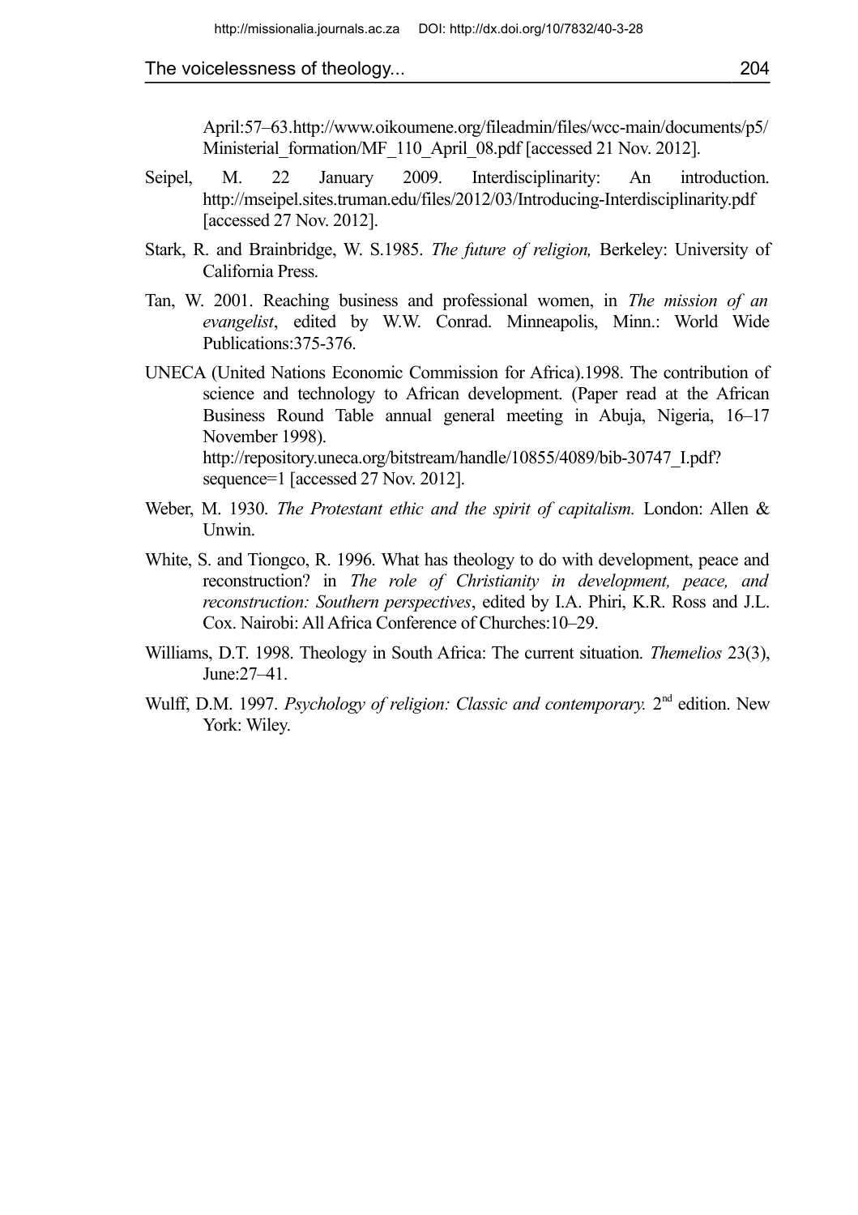April:57–63.http://www.oikoumene.org/fileadmin/files/wcc-main/documents/p5/Ministerial_formation/MF_110_April_08.pdf [accessed 21 Nov. 2012].

Seipel, M. 22 January 2009. Interdisciplinarity: An introduction. http://mseipel.sites.truman.edu/files/2012/03/Introducing-Interdisciplinarity.pdf [accessed 27 Nov. 2012].

Stark, R. and Brainbridge, W. S.1985. *The future of religion,* Berkeley: University of California Press.

Tan, W. 2001. Reaching business and professional women, in *The mission of an evangelist*, edited by W.W. Conrad. Minneapolis, Minn.: World Wide Publications:375-376.

UNECA (United Nations Economic Commission for Africa).1998. The contribution of science and technology to African development. (Paper read at the African Business Round Table annual general meeting in Abuja, Nigeria, 16–17 November 1998). http://repository.uneca.org/bitstream/handle/10855/4089/bib-30747_I.pdf?sequence=1 [accessed 27 Nov. 2012].

Weber, M. 1930. *The Protestant ethic and the spirit of capitalism.* London: Allen & Unwin.

White, S. and Tiongco, R. 1996. What has theology to do with development, peace and reconstruction? in *The role of Christianity in development, peace, and reconstruction: Southern perspectives*, edited by I.A. Phiri, K.R. Ross and J.L. Cox. Nairobi: All Africa Conference of Churches:10–29.

Williams, D.T. 1998. Theology in South Africa: The current situation. *Themelios* 23(3), June:27–41.

Wulff, D.M. 1997. *Psychology of religion: Classic and contemporary.* 2nd edition. New York: Wiley.